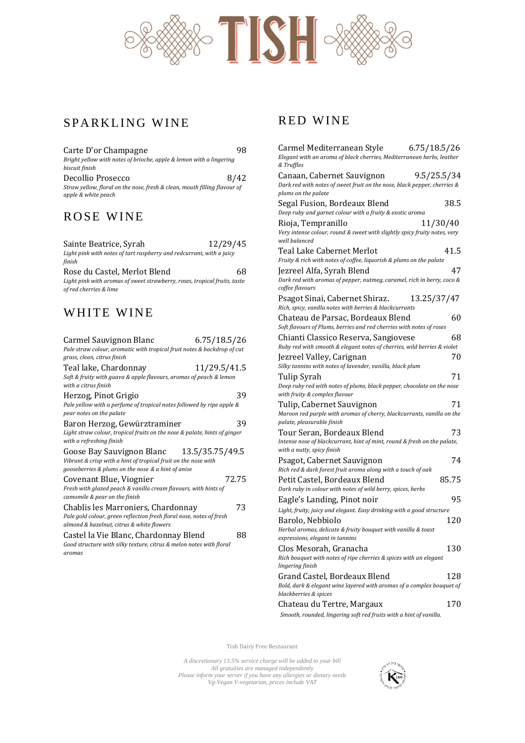# TISH

## SPARKLING WINE

**Carte D'or Champagne** — 98
*Bright yellow with notes of brioche, apple & lemon with a lingering biscuit finish*

**Decollio Prosecco** — 8/42
*Straw yellow, floral on the nose, fresh & clean, mouth filling flavour of apple & white peach*

## ROSE WINE

**Sainte Beatrice, Syrah** — 12/29/45
*Light pink with notes of tart raspberry and redcurrant, with a juicy finish*

**Rose du Castel, Merlot Blend** — 68
*Light pink with aromas of sweet strawberry, roses, tropical fruits, taste of red cherries & lime*

## WHITE WINE

**Carmel Sauvignon Blanc** — 6.75/18.5/26
*Pale straw colour, aromatic with tropical fruit notes & backdrop of cut grass, clean, citrus finish*

**Teal lake, Chardonnay** — 11/29.5/41.5
*Soft & fruity with guava & apple flavours, aromas of peach & lemon with a citrus finish*

**Herzog, Pinot Grigio** — 39
*Pale yellow with a perfume of tropical notes followed by ripe apple & pear notes on the palate*

**Baron Herzog, Gewürztraminer** — 39
*Light straw colour, tropical fruits on the nose & palate, hints of ginger with a refreshing finish*

**Goose Bay Sauvignon Blanc** — 13.5/35.75/49.5
*Vibrant & crisp with a hint of tropical fruit on the nose with gooseberries & plums on the nose & a hint of anise*

**Covenant Blue, Viognier** — 72.75
*Fresh with glazed peach & vanilla cream flavours, with hints of camomile & pear on the finish*

**Chablis les Marroniers, Chardonnay** — 73
*Pale gold colour, green reflection fresh floral nose, notes of fresh almond & hazelnut, citrus & white flowers*

**Castel la Vie Blanc, Chardonnay Blend** — 88
*Good structure with silky texture, citrus & melon notes with floral aromas*

## RED WINE

**Carmel Mediterranean Style** — 6.75/18.5/26
*Elegant with an aroma of black cherries, Mediterranean herbs, leather & Truffles*

**Canaan, Cabernet Sauvignon** — 9.5/25.5/34
*Dark red with notes of sweet fruit on the nose, black pepper, cherries & plums on the palate*

**Segal Fusion, Bordeaux Blend** — 38.5
*Deep ruby and garnet colour with a fruity & exotic aroma*

**Rioja, Tempranillo** — 11/30/40
*Very intense colour, round & sweet with slightly spicy fruity notes, very well balanced*

**Teal Lake Cabernet Merlot** — 41.5
*Fruity & rich with notes of coffee, liquorish & plums on the palate*

**Jezreel Alfa, Syrah Blend** — 47
*Dark red with aromas of pepper, nutmeg, caramel, rich in berry, coco & coffee flavours*

**Psagot Sinai, Cabernet Shiraz.** — 13.25/37/47
*Rich, spicy, vanilla notes with berries & blackcurrants*

**Chateau de Parsac, Bordeaux Blend** — 60
*Soft flavours of Plums, berries and red cherries with notes of roses*

**Chianti Classico Reserva, Sangiovese** — 68
*Ruby red with smooth & elegant notes of cherries, wild berries & violet*

**Jezreel Valley, Carignan** — 70
*Silky tannins with notes of lavender, vanilla, black plum*

**Tulip Syrah** — 71
*Deep ruby red with notes of plums, black pepper, chocolate on the nose with fruity & complex flavour*

**Tulip, Cabernet Sauvignon** — 71
*Maroon red purple with aromas of cherry, blackcurrants, vanilla on the palate, pleasurable finish*

**Tour Seran, Bordeaux Blend** — 73
*Intense nose of blackcurrant, hint of mint, round & fresh on the palate, with a nutty, spicy finish*

**Psagot, Cabernet Sauvignon** — 74
*Rich red & dark forest fruit aroma along with a touch of oak*

**Petit Castel, Bordeaux Blend** — 85.75
*Dark ruby in colour with notes of wild berry, spices, herbs*

**Eagle's Landing, Pinot noir** — 95
*Light, fruity, juicy and elegant. Easy drinking with a good structure*

**Barolo, Nebbiolo** — 120
*Herbal aromas, delicate & fruity bouquet with vanilla & toast expressions, elegant in tannins*

**Clos Mesorah, Granacha** — 130
*Rich bouquet with notes of ripe cherries & spices with an elegant lingering finish*

**Grand Castel, Bordeaux Blend** — 128
*Bold, dark & elegant wine layered with aromas of a complex bouquet of blackberries & spices*

**Chateau du Tertre, Margaux** — 170
*Smooth, rounded, lingering soft red fruits with a hint of vanilla.*

Tish Dairy Free Restaurant

*A discretionary 13.5% service charge will be added to your bill*
*All gratuities are managed independently*
*Please inform your server if you have any allergies or dietary needs*
*Vg-Vegan V-vegetarian, prices include VAT*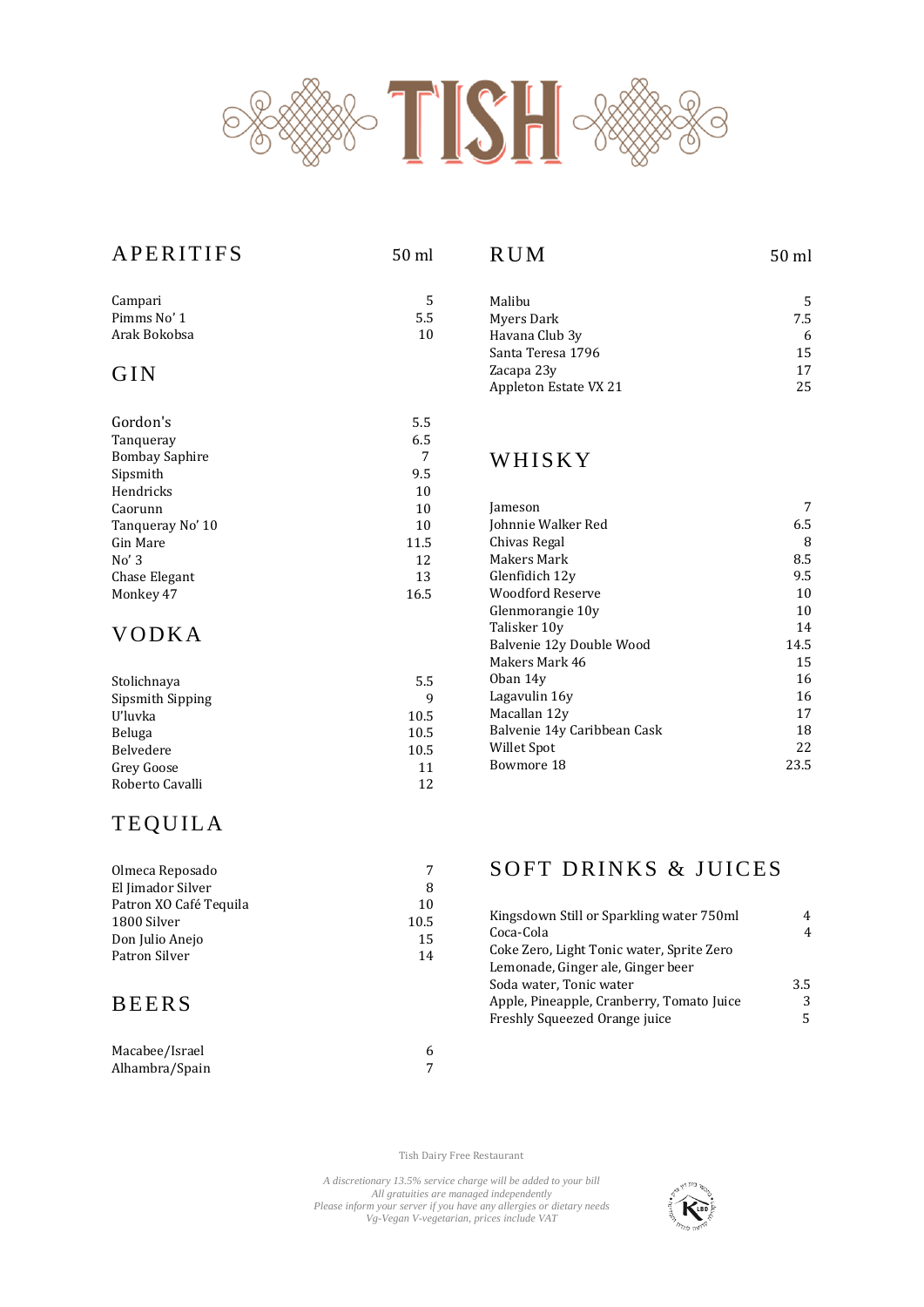# TISH

## APERITIFS

| | 50 ml |
|---|---|
| Campari | 5 |
| Pimms No' 1 | 5.5 |
| Arak Bokobsa | 10 |

## GIN

| | |
|---|---|
| Gordon's | 5.5 |
| Tanqueray | 6.5 |
| Bombay Saphire | 7 |
| Sipsmith | 9.5 |
| Hendricks | 10 |
| Caorunn | 10 |
| Tanqueray No' 10 | 10 |
| Gin Mare | 11.5 |
| No' 3 | 12 |
| Chase Elegant | 13 |
| Monkey 47 | 16.5 |

## VODKA

| | |
|---|---|
| Stolichnaya | 5.5 |
| Sipsmith Sipping | 9 |
| U'luvka | 10.5 |
| Beluga | 10.5 |
| Belvedere | 10.5 |
| Grey Goose | 11 |
| Roberto Cavalli | 12 |

## TEQUILA

| | |
|---|---|
| Olmeca Reposado | 7 |
| El Jimador Silver | 8 |
| Patron XO Café Tequila | 10 |
| 1800 Silver | 10.5 |
| Don Julio Anejo | 15 |
| Patron Silver | 14 |

## BEERS

| | |
|---|---|
| Macabee/Israel | 6 |
| Alhambra/Spain | 7 |

## RUM

| | 50 ml |
|---|---|
| Malibu | 5 |
| Myers Dark | 7.5 |
| Havana Club 3y | 6 |
| Santa Teresa 1796 | 15 |
| Zacapa 23y | 17 |
| Appleton Estate VX 21 | 25 |

## WHISKY

| | |
|---|---|
| Jameson | 7 |
| Johnnie Walker Red | 6.5 |
| Chivas Regal | 8 |
| Makers Mark | 8.5 |
| Glenfidich 12y | 9.5 |
| Woodford Reserve | 10 |
| Glenmorangie 10y | 10 |
| Talisker 10y | 14 |
| Balvenie 12y Double Wood | 14.5 |
| Makers Mark 46 | 15 |
| Oban 14y | 16 |
| Lagavulin 16y | 16 |
| Macallan 12y | 17 |
| Balvenie 14y Caribbean Cask | 18 |
| Willet Spot | 22 |
| Bowmore 18 | 23.5 |

## SOFT DRINKS & JUICES

| | |
|---|---|
| Kingsdown Still or Sparkling water 750ml | 4 |
| Coca-Cola | 4 |
| Coke Zero, Light Tonic water, Sprite Zero | |
| Lemonade, Ginger ale, Ginger beer | |
| Soda water, Tonic water | 3.5 |
| Apple, Pineapple, Cranberry, Tomato Juice | 3 |
| Freshly Squeezed Orange juice | 5 |

Tish Dairy Free Restaurant

*A discretionary 13.5% service charge will be added to your bill*
*All gratuities are managed independently*
*Please inform your server if you have any allergies or dietary needs*
*Vg-Vegan V-vegetarian, prices include VAT*